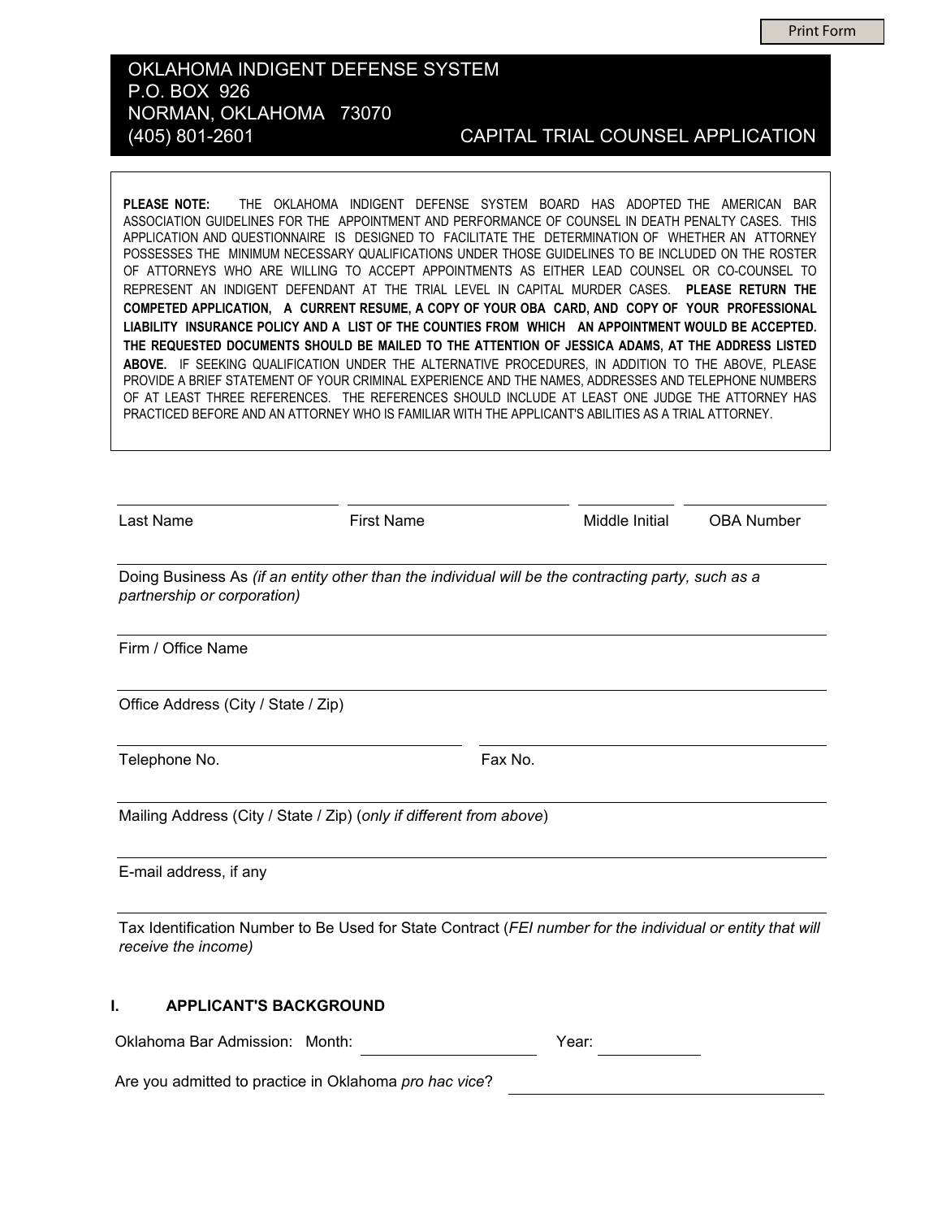Print Form

# OKLAHOMA INDIGENT DEFENSE SYSTEM

P.O. BOX 926
NORMAN, OKLAHOMA 73070
(405) 801-2601

## CAPITAL TRIAL COUNSEL APPLICATION

**PLEASE NOTE:** THE OKLAHOMA INDIGENT DEFENSE SYSTEM BOARD HAS ADOPTED THE AMERICAN BAR ASSOCIATION GUIDELINES FOR THE APPOINTMENT AND PERFORMANCE OF COUNSEL IN DEATH PENALTY CASES. THIS APPLICATION AND QUESTIONNAIRE IS DESIGNED TO FACILITATE THE DETERMINATION OF WHETHER AN ATTORNEY POSSESSES THE MINIMUM NECESSARY QUALIFICATIONS UNDER THOSE GUIDELINES TO BE INCLUDED ON THE ROSTER OF ATTORNEYS WHO ARE WILLING TO ACCEPT APPOINTMENTS AS EITHER LEAD COUNSEL OR CO-COUNSEL TO REPRESENT AN INDIGENT DEFENDANT AT THE TRIAL LEVEL IN CAPITAL MURDER CASES. **PLEASE RETURN THE COMPETED APPLICATION, A CURRENT RESUME, A COPY OF YOUR OBA CARD, AND COPY OF YOUR PROFESSIONAL LIABILITY INSURANCE POLICY AND A LIST OF THE COUNTIES FROM WHICH AN APPOINTMENT WOULD BE ACCEPTED. THE REQUESTED DOCUMENTS SHOULD BE MAILED TO THE ATTENTION OF JESSICA ADAMS, AT THE ADDRESS LISTED ABOVE.** IF SEEKING QUALIFICATION UNDER THE ALTERNATIVE PROCEDURES, IN ADDITION TO THE ABOVE, PLEASE PROVIDE A BRIEF STATEMENT OF YOUR CRIMINAL EXPERIENCE AND THE NAMES, ADDRESSES AND TELEPHONE NUMBERS OF AT LEAST THREE REFERENCES. THE REFERENCES SHOULD INCLUDE AT LEAST ONE JUDGE THE ATTORNEY HAS PRACTICED BEFORE AND AN ATTORNEY WHO IS FAMILIAR WITH THE APPLICANT'S ABILITIES AS A TRIAL ATTORNEY.

Last Name ____________ First Name ____________ Middle Initial ______ OBA Number ______

Doing Business As *(if an entity other than the individual will be the contracting party, such as a partnership or corporation)* ____________

Firm / Office Name ____________

Office Address (City / State / Zip) ____________

Telephone No. ____________ Fax No. ____________

Mailing Address (City / State / Zip) (*only if different from above*) ____________

E-mail address, if any ____________

Tax Identification Number to Be Used for State Contract (*FEI number for the individual or entity that will receive the income)* ____________

### I. APPLICANT'S BACKGROUND

Oklahoma Bar Admission: Month: ____________ Year: ________

Are you admitted to practice in Oklahoma *pro hac vice*? ____________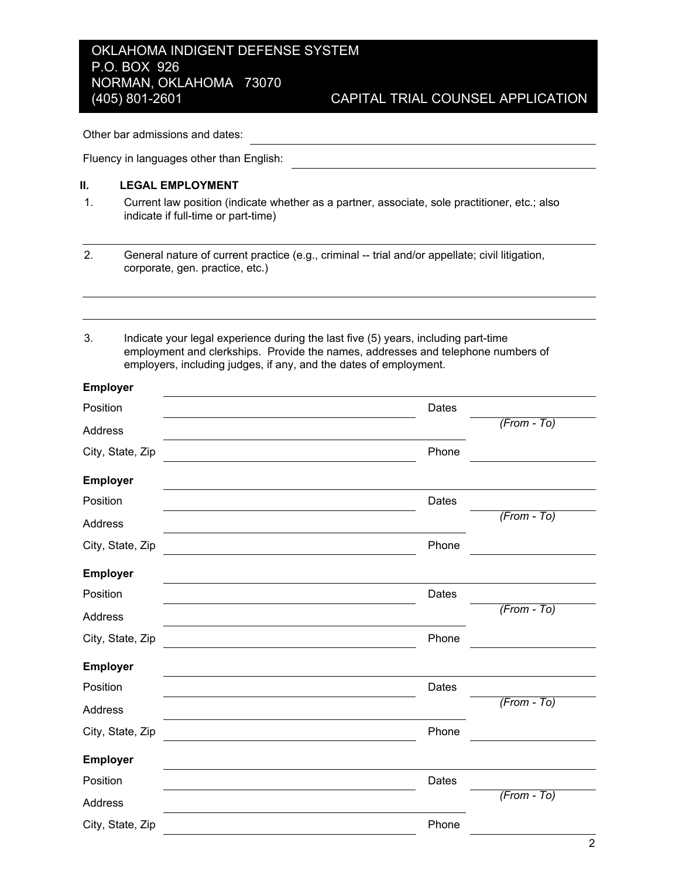Other bar admissions and dates: ______________________________

Fluency in languages other than English: ______________________________

## II. LEGAL EMPLOYMENT

1. Current law position (indicate whether as a partner, associate, sole practitioner, etc.; also indicate if full-time or part-time)

______________________________

2. General nature of current practice (e.g., criminal -- trial and/or appellate; civil litigation, corporate, gen. practice, etc.)

______________________________

______________________________

3. Indicate your legal experience during the last five (5) years, including part-time employment and clerkships. Provide the names, addresses and telephone numbers of employers, including judges, if any, and the dates of employment.

**Employer** ______________________________

Position ______________________________ Dates ______________ *(From - To)*

Address ______________________________

City, State, Zip ______________________________ Phone ______________

**Employer** ______________________________

Position ______________________________ Dates ______________ *(From - To)*

Address ______________________________

City, State, Zip ______________________________ Phone ______________

**Employer** ______________________________

Position ______________________________ Dates ______________ *(From - To)*

Address ______________________________

City, State, Zip ______________________________ Phone ______________

**Employer** ______________________________

Position ______________________________ Dates ______________ *(From - To)*

Address ______________________________

City, State, Zip ______________________________ Phone ______________

**Employer** ______________________________

Position ______________________________ Dates ______________ *(From - To)*

Address ______________________________

City, State, Zip ______________________________ Phone ______________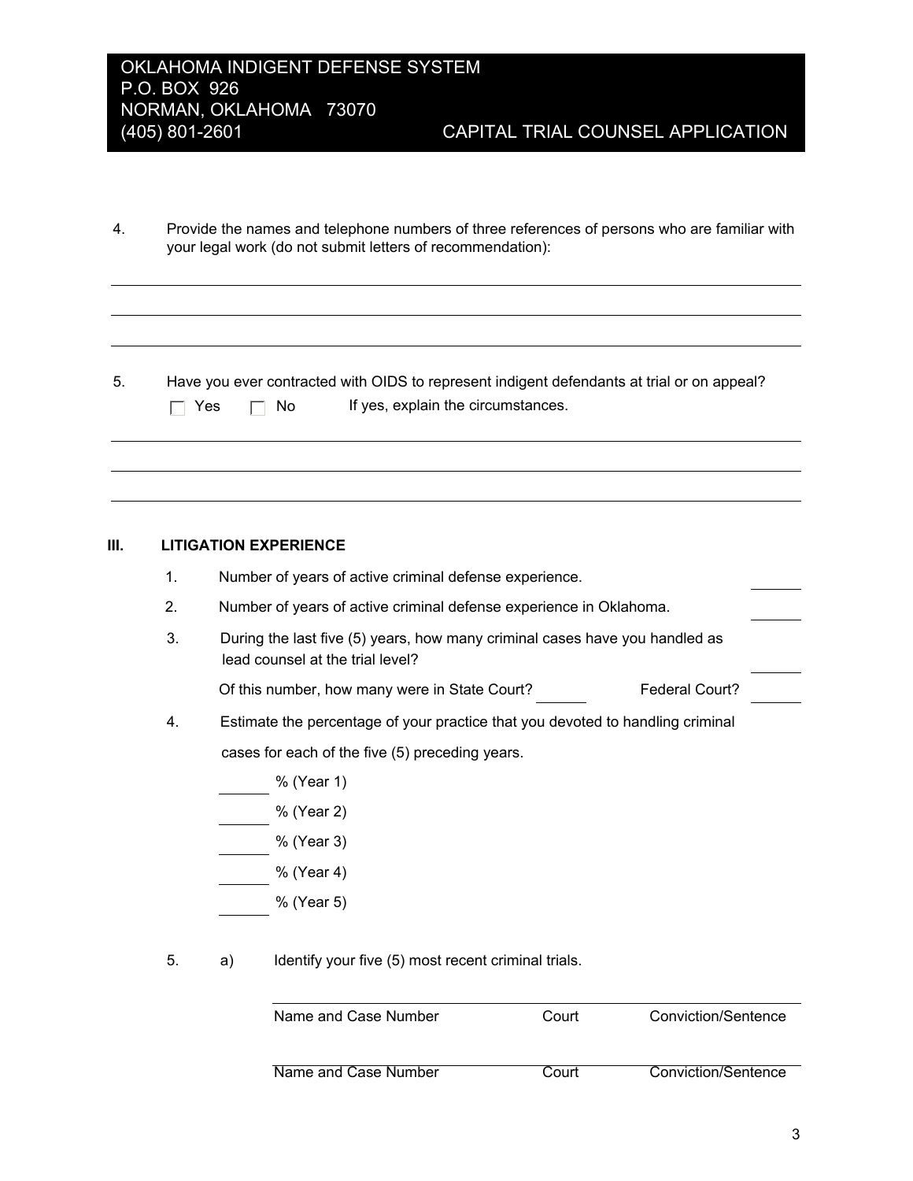OKLAHOMA INDIGENT DEFENSE SYSTEM
P.O. BOX 926
NORMAN, OKLAHOMA 73070
(405) 801-2601 CAPITAL TRIAL COUNSEL APPLICATION

4. Provide the names and telephone numbers of three references of persons who are familiar with your legal work (do not submit letters of recommendation):

\_\_\_\_\_\_\_\_\_\_\_\_\_\_\_\_\_\_\_\_\_\_\_\_\_\_\_\_\_\_\_\_\_\_\_\_\_\_\_\_\_\_\_\_\_\_\_\_\_\_\_\_\_\_\_\_\_\_\_\_

\_\_\_\_\_\_\_\_\_\_\_\_\_\_\_\_\_\_\_\_\_\_\_\_\_\_\_\_\_\_\_\_\_\_\_\_\_\_\_\_\_\_\_\_\_\_\_\_\_\_\_\_\_\_\_\_\_\_\_\_

\_\_\_\_\_\_\_\_\_\_\_\_\_\_\_\_\_\_\_\_\_\_\_\_\_\_\_\_\_\_\_\_\_\_\_\_\_\_\_\_\_\_\_\_\_\_\_\_\_\_\_\_\_\_\_\_\_\_\_\_

5. Have you ever contracted with OIDS to represent indigent defendants at trial or on appeal?

☐ Yes ☐ No If yes, explain the circumstances.

\_\_\_\_\_\_\_\_\_\_\_\_\_\_\_\_\_\_\_\_\_\_\_\_\_\_\_\_\_\_\_\_\_\_\_\_\_\_\_\_\_\_\_\_\_\_\_\_\_\_\_\_\_\_\_\_\_\_\_\_

\_\_\_\_\_\_\_\_\_\_\_\_\_\_\_\_\_\_\_\_\_\_\_\_\_\_\_\_\_\_\_\_\_\_\_\_\_\_\_\_\_\_\_\_\_\_\_\_\_\_\_\_\_\_\_\_\_\_\_\_

\_\_\_\_\_\_\_\_\_\_\_\_\_\_\_\_\_\_\_\_\_\_\_\_\_\_\_\_\_\_\_\_\_\_\_\_\_\_\_\_\_\_\_\_\_\_\_\_\_\_\_\_\_\_\_\_\_\_\_\_

## III. LITIGATION EXPERIENCE

1. Number of years of active criminal defense experience. \_\_\_\_\_\_
2. Number of years of active criminal defense experience in Oklahoma. \_\_\_\_\_\_
3. During the last five (5) years, how many criminal cases have you handled as lead counsel at the trial level? \_\_\_\_\_\_

   Of this number, how many were in State Court? \_\_\_\_\_\_ Federal Court? \_\_\_\_\_\_

4. Estimate the percentage of your practice that you devoted to handling criminal cases for each of the five (5) preceding years.

   \_\_\_\_\_\_ % (Year 1)

   \_\_\_\_\_\_ % (Year 2)

   \_\_\_\_\_\_ % (Year 3)

   \_\_\_\_\_\_ % (Year 4)

   \_\_\_\_\_\_ % (Year 5)

5. a) Identify your five (5) most recent criminal trials.

| Name and Case Number | Court | Conviction/Sentence |
|---|---|---|
| Name and Case Number | Court | Conviction/Sentence |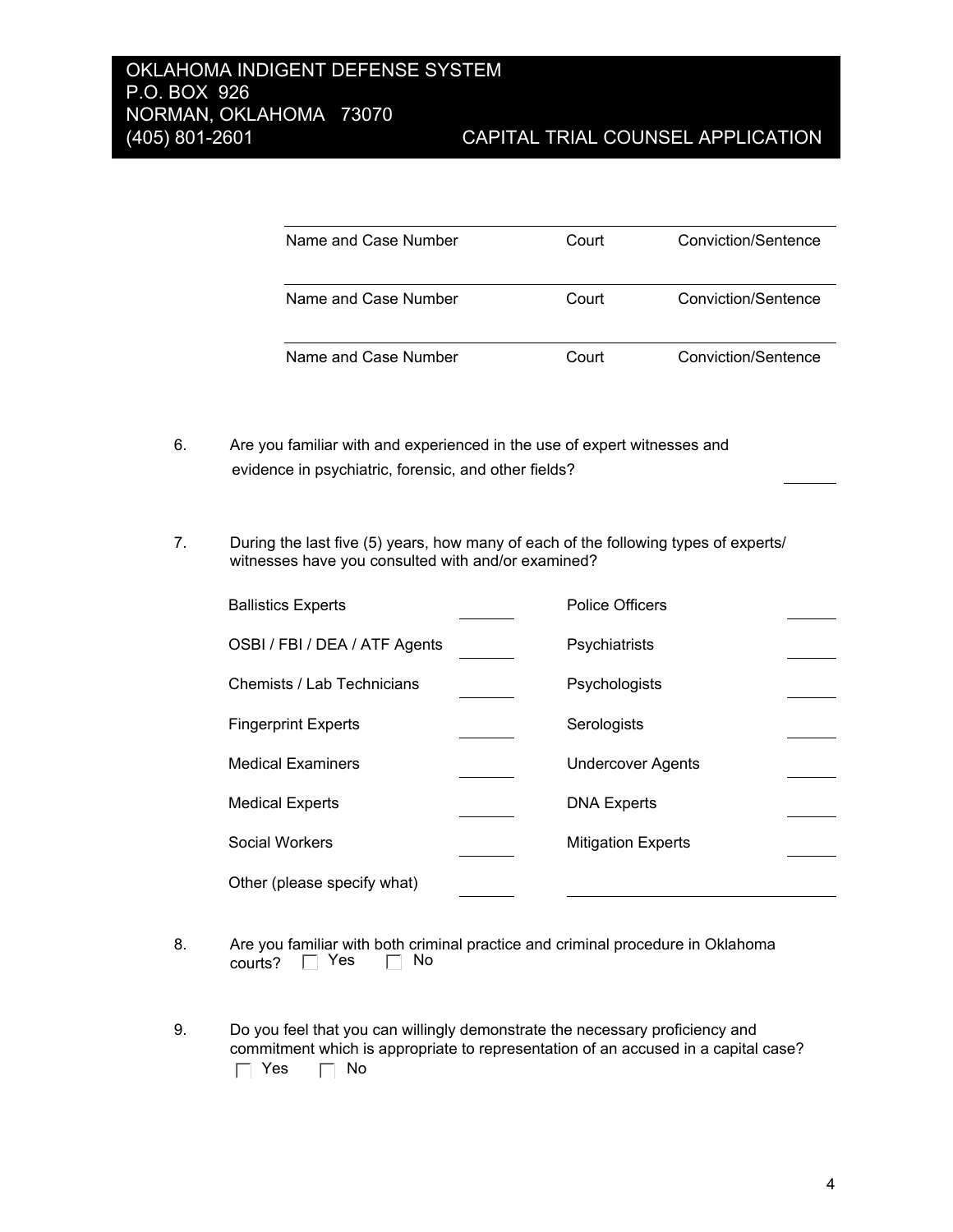| Name and Case Number | Court | Conviction/Sentence |
|---|---|---|
| Name and Case Number | Court | Conviction/Sentence |
| Name and Case Number | Court | Conviction/Sentence |

6. Are you familiar with and experienced in the use of expert witnesses and evidence in psychiatric, forensic, and other fields? ______

7. During the last five (5) years, how many of each of the following types of experts/ witnesses have you consulted with and/or examined?

| | | | |
|---|---|---|---|
| Ballistics Experts | ______ | Police Officers | ______ |
| OSBI / FBI / DEA / ATF Agents | ______ | Psychiatrists | ______ |
| Chemists / Lab Technicians | ______ | Psychologists | ______ |
| Fingerprint Experts | ______ | Serologists | ______ |
| Medical Examiners | ______ | Undercover Agents | ______ |
| Medical Experts | ______ | DNA Experts | ______ |
| Social Workers | ______ | Mitigation Experts | ______ |
| Other (please specify what) | ______ | ______________________ | |

8. Are you familiar with both criminal practice and criminal procedure in Oklahoma courts? ☐ Yes ☐ No

9. Do you feel that you can willingly demonstrate the necessary proficiency and commitment which is appropriate to representation of an accused in a capital case?
☐ Yes ☐ No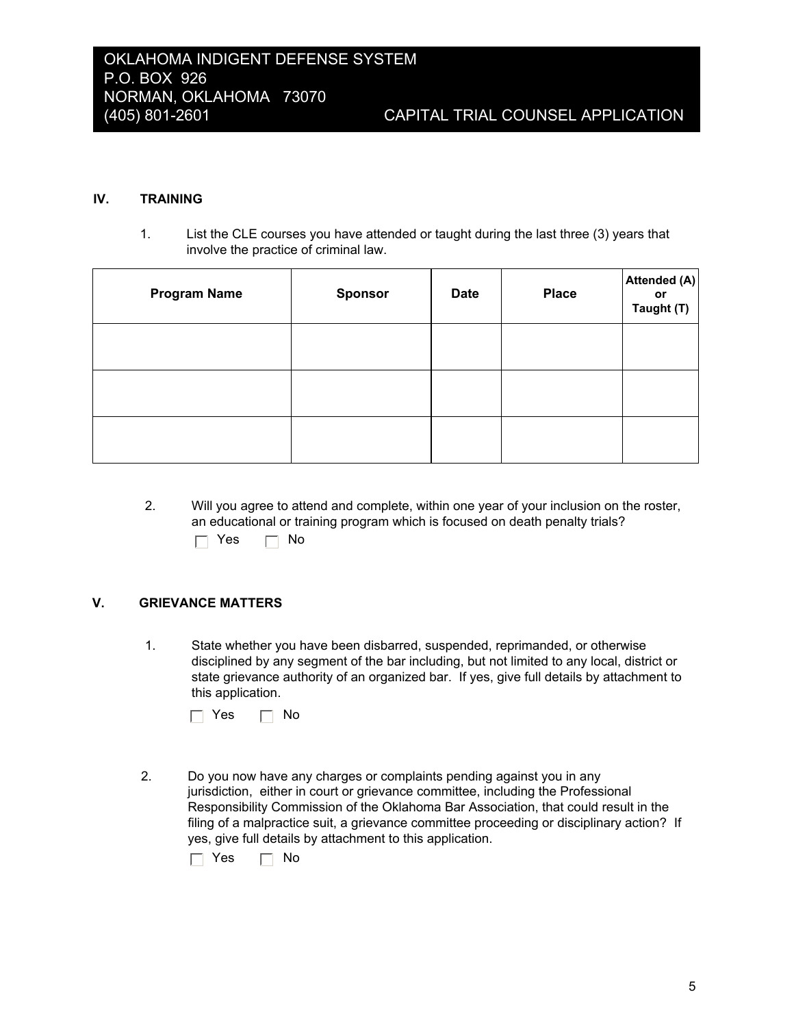OKLAHOMA INDIGENT DEFENSE SYSTEM
P.O. BOX 926
NORMAN, OKLAHOMA 73070
(405) 801-2601 CAPITAL TRIAL COUNSEL APPLICATION

## IV. TRAINING

1. List the CLE courses you have attended or taught during the last three (3) years that involve the practice of criminal law.

| Program Name | Sponsor | Date | Place | Attended (A) or Taught (T) |
|---|---|---|---|---|
| | | | | |
| | | | | |
| | | | | |

2. Will you agree to attend and complete, within one year of your inclusion on the roster, an educational or training program which is focused on death penalty trials?

   ☐ Yes ☐ No

## V. GRIEVANCE MATTERS

1. State whether you have been disbarred, suspended, reprimanded, or otherwise disciplined by any segment of the bar including, but not limited to any local, district or state grievance authority of an organized bar. If yes, give full details by attachment to this application.

   ☐ Yes ☐ No

2. Do you now have any charges or complaints pending against you in any jurisdiction, either in court or grievance committee, including the Professional Responsibility Commission of the Oklahoma Bar Association, that could result in the filing of a malpractice suit, a grievance committee proceeding or disciplinary action? If yes, give full details by attachment to this application.

   ☐ Yes ☐ No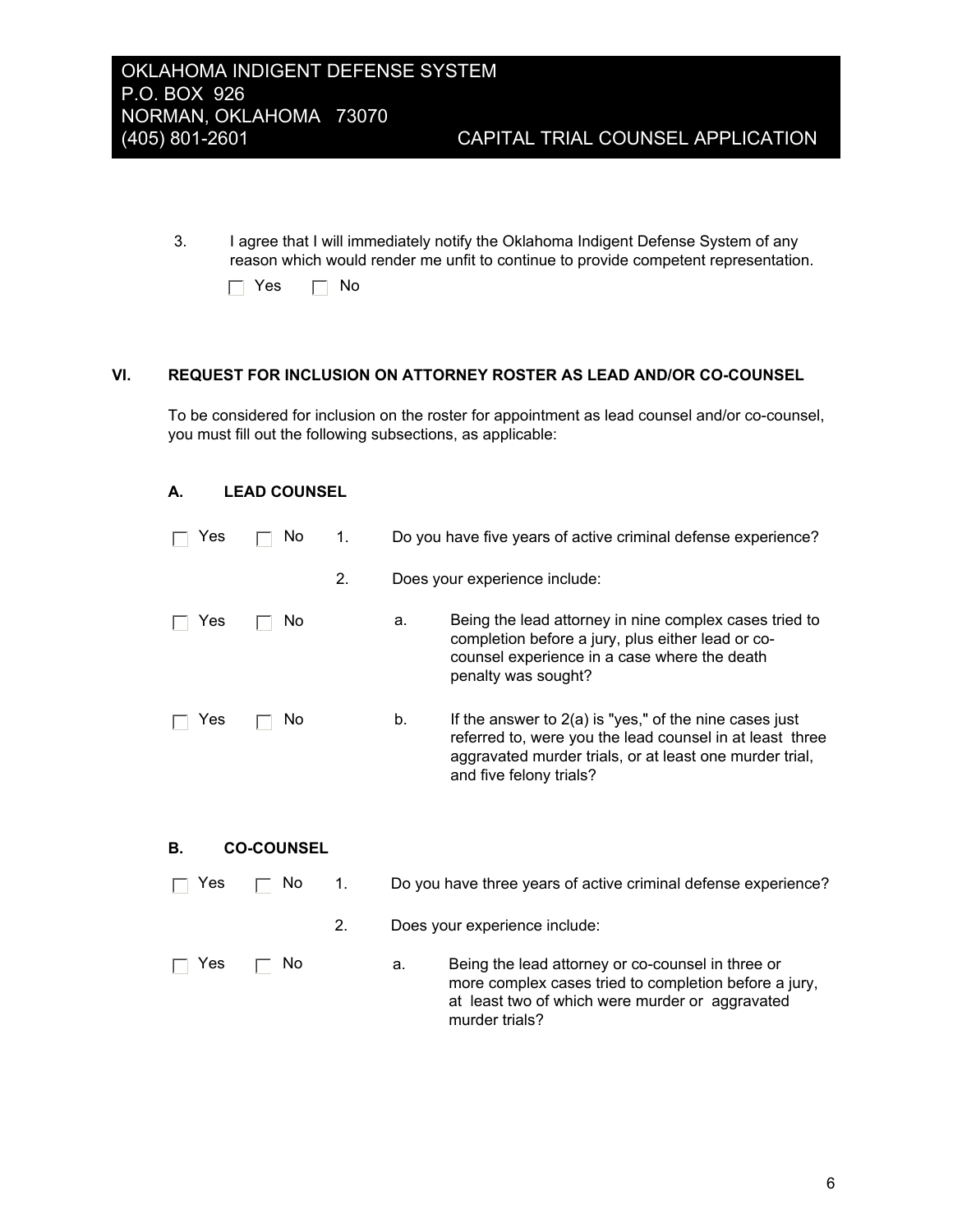3. I agree that I will immediately notify the Oklahoma Indigent Defense System of any reason which would render me unfit to continue to provide competent representation.

   ☐ Yes ☐ No

## VI. REQUEST FOR INCLUSION ON ATTORNEY ROSTER AS LEAD AND/OR CO-COUNSEL

To be considered for inclusion on the roster for appointment as lead counsel and/or co-counsel, you must fill out the following subsections, as applicable:

### A. LEAD COUNSEL

☐ Yes ☐ No 1. Do you have five years of active criminal defense experience?

2. Does your experience include:

☐ Yes ☐ No a. Being the lead attorney in nine complex cases tried to completion before a jury, plus either lead or co-counsel experience in a case where the death penalty was sought?

☐ Yes ☐ No b. If the answer to 2(a) is "yes," of the nine cases just referred to, were you the lead counsel in at least three aggravated murder trials, or at least one murder trial, and five felony trials?

### B. CO-COUNSEL

☐ Yes ☐ No 1. Do you have three years of active criminal defense experience?

2. Does your experience include:

☐ Yes ☐ No a. Being the lead attorney or co-counsel in three or more complex cases tried to completion before a jury, at least two of which were murder or aggravated murder trials?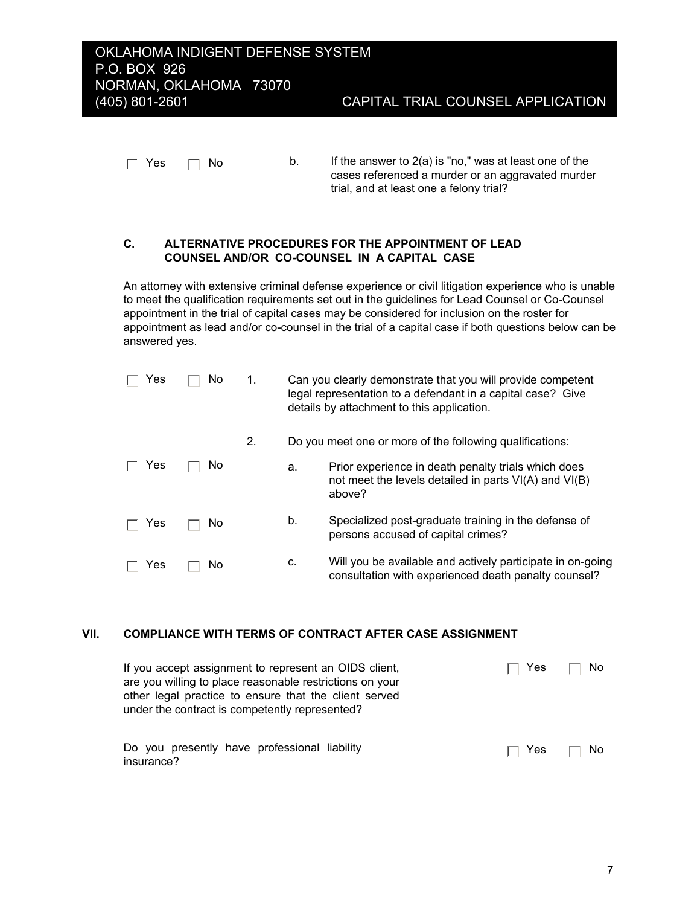☐ Yes ☐ No b. If the answer to 2(a) is "no," was at least one of the cases referenced a murder or an aggravated murder trial, and at least one a felony trial?

### C. ALTERNATIVE PROCEDURES FOR THE APPOINTMENT OF LEAD COUNSEL AND/OR CO-COUNSEL IN A CAPITAL CASE

An attorney with extensive criminal defense experience or civil litigation experience who is unable to meet the qualification requirements set out in the guidelines for Lead Counsel or Co-Counsel appointment in the trial of capital cases may be considered for inclusion on the roster for appointment as lead and/or co-counsel in the trial of a capital case if both questions below can be answered yes.

☐ Yes ☐ No 1. Can you clearly demonstrate that you will provide competent legal representation to a defendant in a capital case? Give details by attachment to this application.

2. Do you meet one or more of the following qualifications:

☐ Yes ☐ No a. Prior experience in death penalty trials which does not meet the levels detailed in parts VI(A) and VI(B) above?

☐ Yes ☐ No b. Specialized post-graduate training in the defense of persons accused of capital crimes?

☐ Yes ☐ No c. Will you be available and actively participate in on-going consultation with experienced death penalty counsel?

## VII. COMPLIANCE WITH TERMS OF CONTRACT AFTER CASE ASSIGNMENT

If you accept assignment to represent an OIDS client, are you willing to place reasonable restrictions on your other legal practice to ensure that the client served under the contract is competently represented? ☐ Yes ☐ No

Do you presently have professional liability insurance? ☐ Yes ☐ No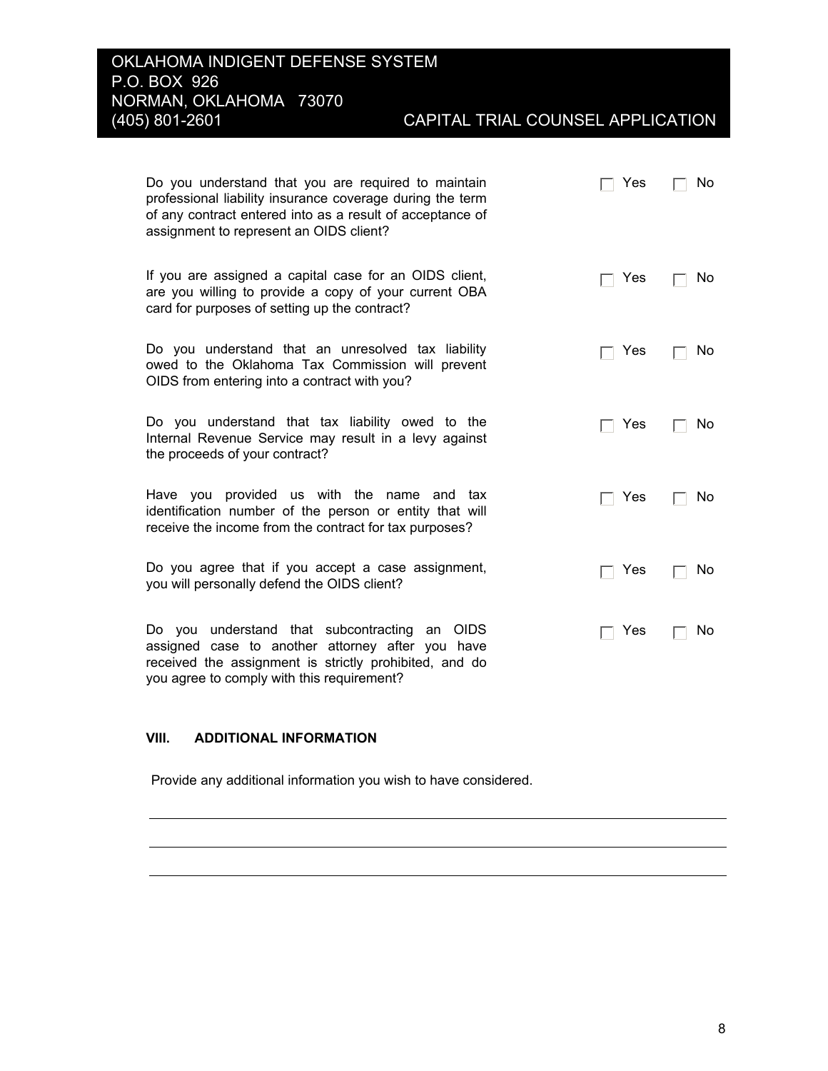OKLAHOMA INDIGENT DEFENSE SYSTEM
P.O. BOX 926
NORMAN, OKLAHOMA 73070
(405) 801-2601 CAPITAL TRIAL COUNSEL APPLICATION

| | | |
|---|---|---|
| Do you understand that you are required to maintain professional liability insurance coverage during the term of any contract entered into as a result of acceptance of assignment to represent an OIDS client? | ☐ Yes | ☐ No |
| If you are assigned a capital case for an OIDS client, are you willing to provide a copy of your current OBA card for purposes of setting up the contract? | ☐ Yes | ☐ No |
| Do you understand that an unresolved tax liability owed to the Oklahoma Tax Commission will prevent OIDS from entering into a contract with you? | ☐ Yes | ☐ No |
| Do you understand that tax liability owed to the Internal Revenue Service may result in a levy against the proceeds of your contract? | ☐ Yes | ☐ No |
| Have you provided us with the name and tax identification number of the person or entity that will receive the income from the contract for tax purposes? | ☐ Yes | ☐ No |
| Do you agree that if you accept a case assignment, you will personally defend the OIDS client? | ☐ Yes | ☐ No |
| Do you understand that subcontracting an OIDS assigned case to another attorney after you have received the assignment is strictly prohibited, and do you agree to comply with this requirement? | ☐ Yes | ☐ No |

### VIII. ADDITIONAL INFORMATION

Provide any additional information you wish to have considered.

______________________________________________________________________

______________________________________________________________________

______________________________________________________________________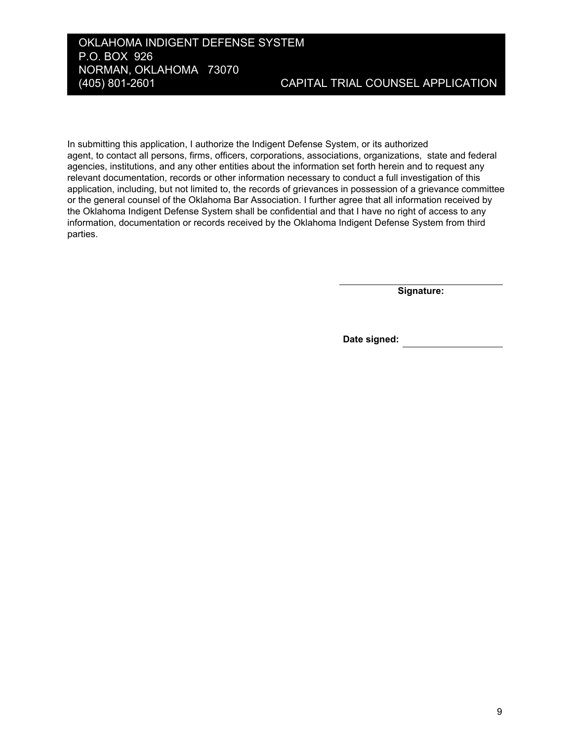OKLAHOMA INDIGENT DEFENSE SYSTEM
P.O. BOX 926
NORMAN, OKLAHOMA 73070
(405) 801-2601

CAPITAL TRIAL COUNSEL APPLICATION

In submitting this application, I authorize the Indigent Defense System, or its authorized agent, to contact all persons, firms, officers, corporations, associations, organizations, state and federal agencies, institutions, and any other entities about the information set forth herein and to request any relevant documentation, records or other information necessary to conduct a full investigation of this application, including, but not limited to, the records of grievances in possession of a grievance committee or the general counsel of the Oklahoma Bar Association. I further agree that all information received by the Oklahoma Indigent Defense System shall be confidential and that I have no right of access to any information, documentation or records received by the Oklahoma Indigent Defense System from third parties.

\_\_\_\_\_\_\_\_\_\_\_\_\_\_\_\_\_\_\_\_\_\_\_\_\_\_\_\_\_\_
**Signature:**

**Date signed:** \_\_\_\_\_\_\_\_\_\_\_\_\_\_\_\_\_\_\_\_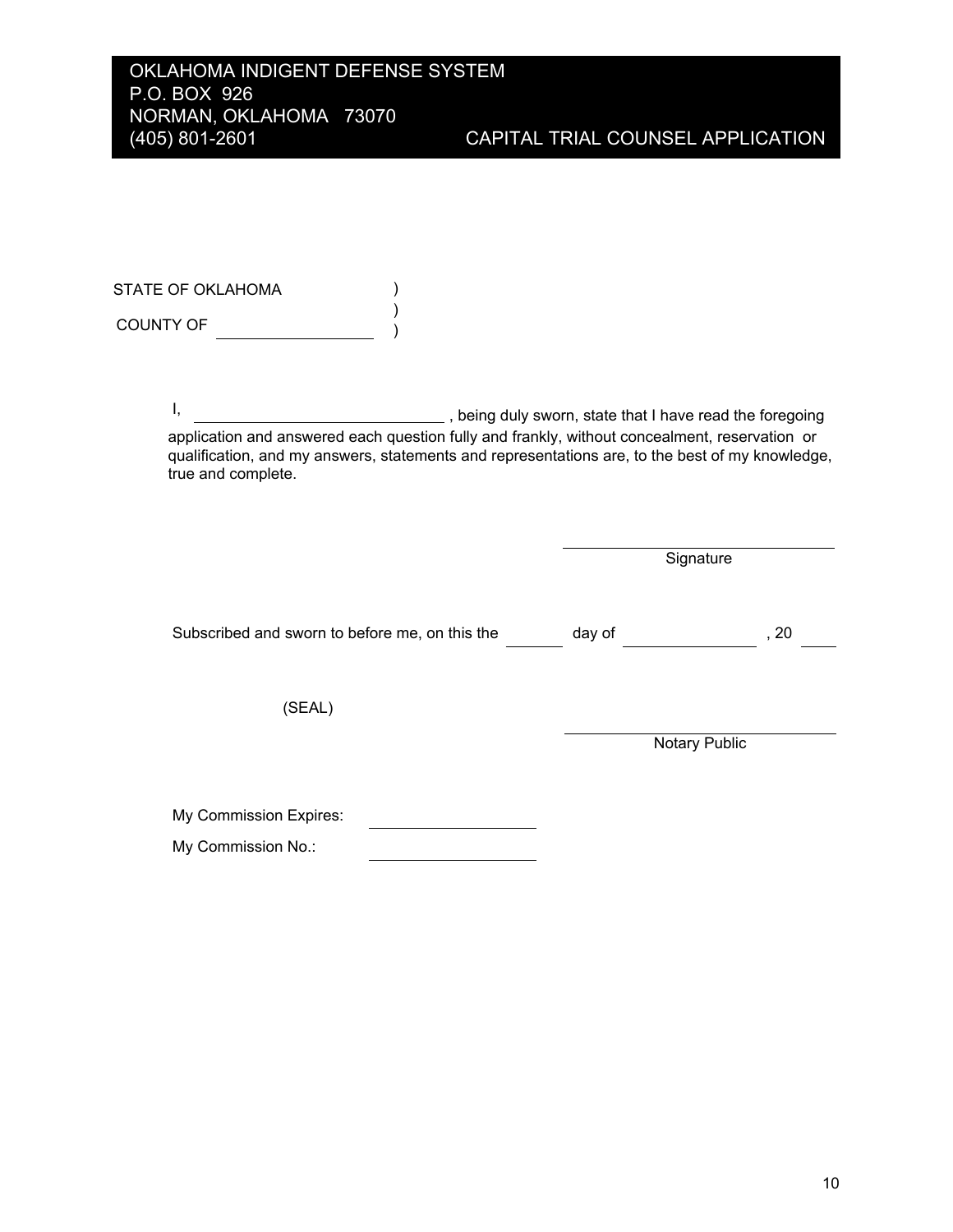OKLAHOMA INDIGENT DEFENSE SYSTEM
P.O. BOX 926
NORMAN, OKLAHOMA 73070
(405) 801-2601

CAPITAL TRIAL COUNSEL APPLICATION

STATE OF OKLAHOMA )
)
COUNTY OF \_\_\_\_\_\_\_\_\_\_\_\_\_\_\_\_ )

I, \_\_\_\_\_\_\_\_\_\_\_\_\_\_\_\_\_\_\_\_\_\_\_\_\_\_\_\_, being duly sworn, state that I have read the foregoing application and answered each question fully and frankly, without concealment, reservation or qualification, and my answers, statements and representations are, to the best of my knowledge, true and complete.

\_\_\_\_\_\_\_\_\_\_\_\_\_\_\_\_\_\_\_\_\_\_\_\_\_\_\_\_
Signature

Subscribed and sworn to before me, on this the \_\_\_\_\_\_ day of \_\_\_\_\_\_\_\_\_\_\_\_\_\_, 20 \_\_\_\_

(SEAL)

\_\_\_\_\_\_\_\_\_\_\_\_\_\_\_\_\_\_\_\_\_\_\_\_\_\_\_\_
Notary Public

My Commission Expires: \_\_\_\_\_\_\_\_\_\_\_\_\_\_\_\_\_\_

My Commission No.: \_\_\_\_\_\_\_\_\_\_\_\_\_\_\_\_\_\_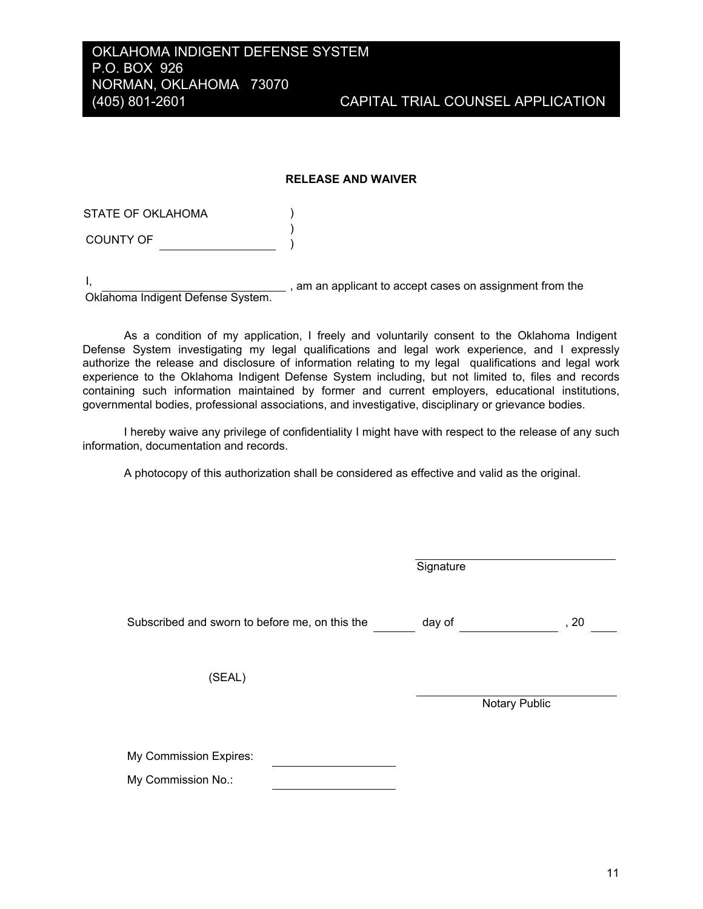OKLAHOMA INDIGENT DEFENSE SYSTEM
P.O. BOX 926
NORMAN, OKLAHOMA 73070
(405) 801-2601

CAPITAL TRIAL COUNSEL APPLICATION

**RELEASE AND WAIVER**

STATE OF OKLAHOMA )
)
COUNTY OF \_\_\_\_\_\_\_\_\_\_\_\_\_\_\_\_ )

I, \_\_\_\_\_\_\_\_\_\_\_\_\_\_\_\_\_\_\_\_\_\_\_\_\_\_\_\_ , am an applicant to accept cases on assignment from the Oklahoma Indigent Defense System.

As a condition of my application, I freely and voluntarily consent to the Oklahoma Indigent Defense System investigating my legal qualifications and legal work experience, and I expressly authorize the release and disclosure of information relating to my legal qualifications and legal work experience to the Oklahoma Indigent Defense System including, but not limited to, files and records containing such information maintained by former and current employers, educational institutions, governmental bodies, professional associations, and investigative, disciplinary or grievance bodies.

I hereby waive any privilege of confidentiality I might have with respect to the release of any such information, documentation and records.

A photocopy of this authorization shall be considered as effective and valid as the original.

\_\_\_\_\_\_\_\_\_\_\_\_\_\_\_\_\_\_\_\_\_\_\_\_\_\_\_\_
Signature

Subscribed and sworn to before me, on this the \_\_\_\_\_\_ day of \_\_\_\_\_\_\_\_\_\_\_\_\_\_, 20 \_\_\_\_

(SEAL)

\_\_\_\_\_\_\_\_\_\_\_\_\_\_\_\_\_\_\_\_\_\_\_\_\_\_\_\_
Notary Public

My Commission Expires: \_\_\_\_\_\_\_\_\_\_\_\_\_\_\_\_

My Commission No.: \_\_\_\_\_\_\_\_\_\_\_\_\_\_\_\_